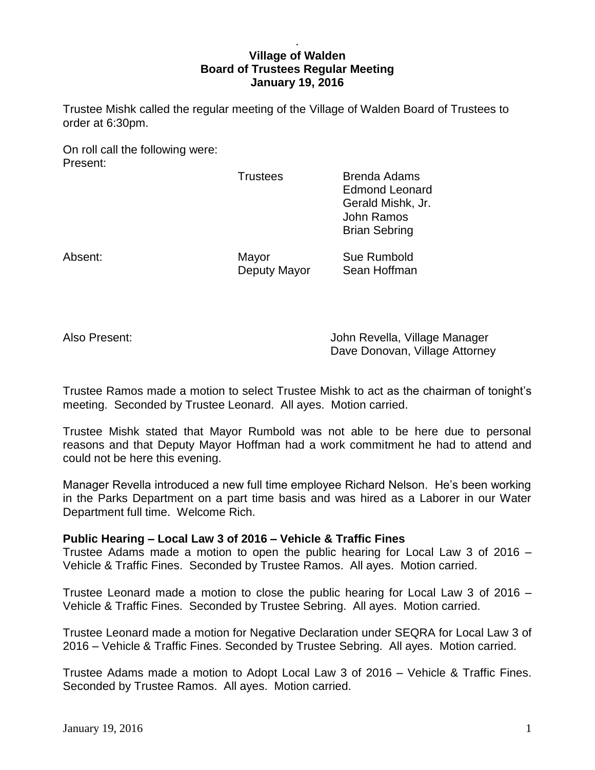# Village of Walden
## Board of Trustees Regular Meeting
## January 19, 2016

Trustee Mishk called the regular meeting of the Village of Walden Board of Trustees to order at 6:30pm.

On roll call the following were:
Present:

| | | |
|---|---|---|
| | Trustees | Brenda Adams |
| | | Edmond Leonard |
| | | Gerald Mishk, Jr. |
| | | John Ramos |
| | | Brian Sebring |
| Absent: | Mayor | Sue Rumbold |
| | Deputy Mayor | Sean Hoffman |

Also Present: John Revella, Village Manager
Dave Donovan, Village Attorney

Trustee Ramos made a motion to select Trustee Mishk to act as the chairman of tonight's meeting. Seconded by Trustee Leonard. All ayes. Motion carried.

Trustee Mishk stated that Mayor Rumbold was not able to be here due to personal reasons and that Deputy Mayor Hoffman had a work commitment he had to attend and could not be here this evening.

Manager Revella introduced a new full time employee Richard Nelson. He's been working in the Parks Department on a part time basis and was hired as a Laborer in our Water Department full time. Welcome Rich.

**Public Hearing – Local Law 3 of 2016 – Vehicle & Traffic Fines**
Trustee Adams made a motion to open the public hearing for Local Law 3 of 2016 – Vehicle & Traffic Fines. Seconded by Trustee Ramos. All ayes. Motion carried.

Trustee Leonard made a motion to close the public hearing for Local Law 3 of 2016 – Vehicle & Traffic Fines. Seconded by Trustee Sebring. All ayes. Motion carried.

Trustee Leonard made a motion for Negative Declaration under SEQRA for Local Law 3 of 2016 – Vehicle & Traffic Fines. Seconded by Trustee Sebring. All ayes. Motion carried.

Trustee Adams made a motion to Adopt Local Law 3 of 2016 – Vehicle & Traffic Fines. Seconded by Trustee Ramos. All ayes. Motion carried.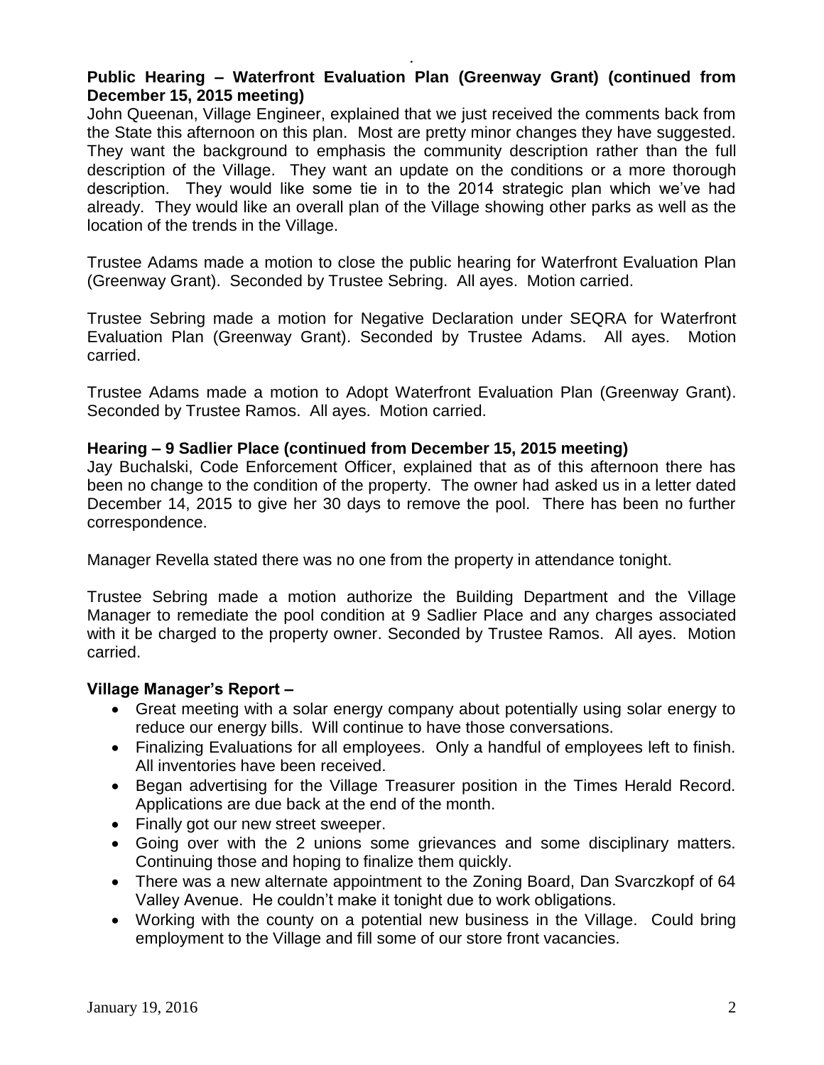**Public Hearing – Waterfront Evaluation Plan (Greenway Grant) (continued from December 15, 2015 meeting)**

John Queenan, Village Engineer, explained that we just received the comments back from the State this afternoon on this plan. Most are pretty minor changes they have suggested. They want the background to emphasis the community description rather than the full description of the Village. They want an update on the conditions or a more thorough description. They would like some tie in to the 2014 strategic plan which we've had already. They would like an overall plan of the Village showing other parks as well as the location of the trends in the Village.

Trustee Adams made a motion to close the public hearing for Waterfront Evaluation Plan (Greenway Grant). Seconded by Trustee Sebring. All ayes. Motion carried.

Trustee Sebring made a motion for Negative Declaration under SEQRA for Waterfront Evaluation Plan (Greenway Grant). Seconded by Trustee Adams. All ayes. Motion carried.

Trustee Adams made a motion to Adopt Waterfront Evaluation Plan (Greenway Grant). Seconded by Trustee Ramos. All ayes. Motion carried.

**Hearing – 9 Sadlier Place (continued from December 15, 2015 meeting)**

Jay Buchalski, Code Enforcement Officer, explained that as of this afternoon there has been no change to the condition of the property. The owner had asked us in a letter dated December 14, 2015 to give her 30 days to remove the pool. There has been no further correspondence.

Manager Revella stated there was no one from the property in attendance tonight.

Trustee Sebring made a motion authorize the Building Department and the Village Manager to remediate the pool condition at 9 Sadlier Place and any charges associated with it be charged to the property owner. Seconded by Trustee Ramos. All ayes. Motion carried.

**Village Manager's Report –**

- Great meeting with a solar energy company about potentially using solar energy to reduce our energy bills. Will continue to have those conversations.
- Finalizing Evaluations for all employees. Only a handful of employees left to finish. All inventories have been received.
- Began advertising for the Village Treasurer position in the Times Herald Record. Applications are due back at the end of the month.
- Finally got our new street sweeper.
- Going over with the 2 unions some grievances and some disciplinary matters. Continuing those and hoping to finalize them quickly.
- There was a new alternate appointment to the Zoning Board, Dan Svarczkopf of 64 Valley Avenue. He couldn't make it tonight due to work obligations.
- Working with the county on a potential new business in the Village. Could bring employment to the Village and fill some of our store front vacancies.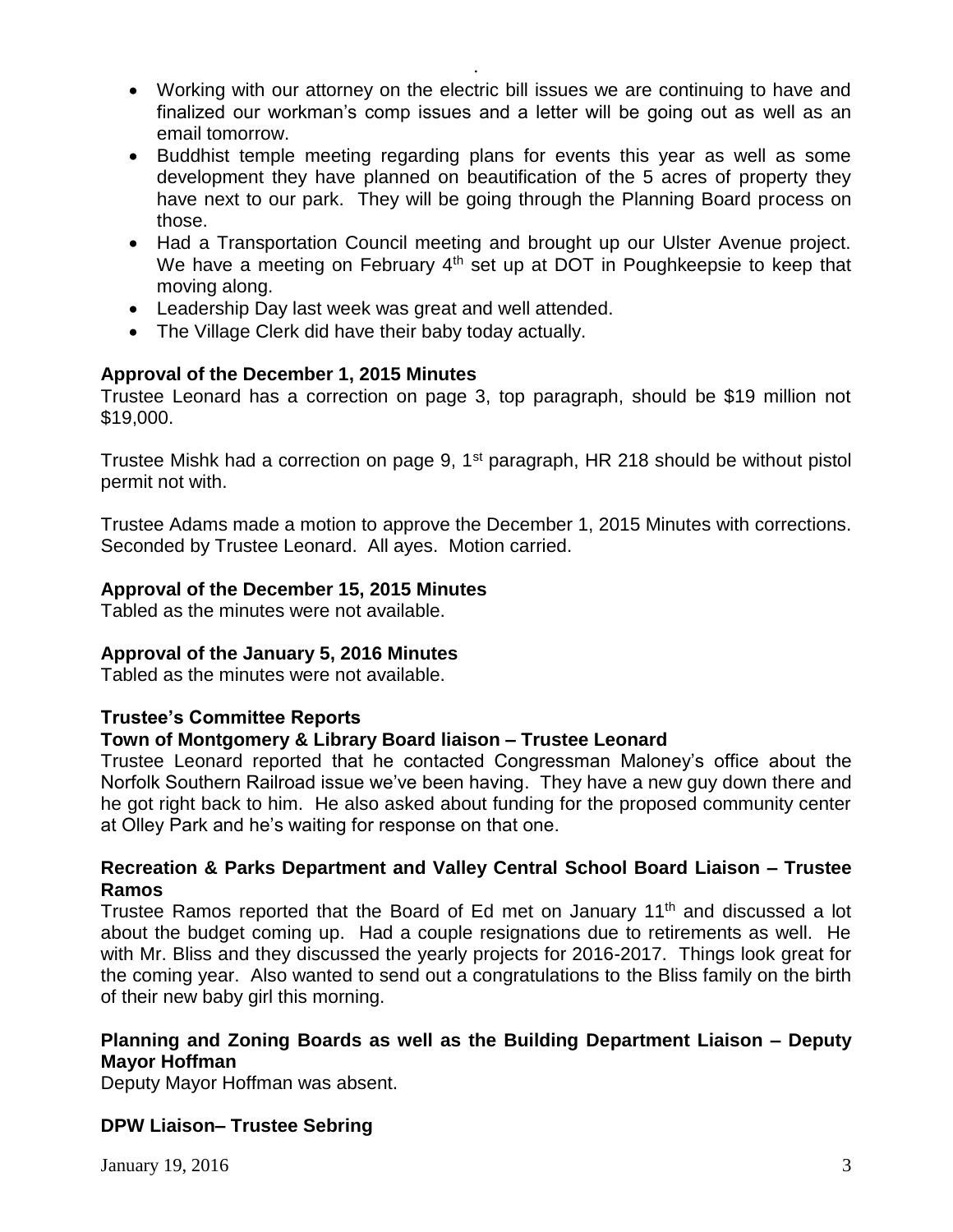- Working with our attorney on the electric bill issues we are continuing to have and finalized our workman's comp issues and a letter will be going out as well as an email tomorrow.
- Buddhist temple meeting regarding plans for events this year as well as some development they have planned on beautification of the 5 acres of property they have next to our park. They will be going through the Planning Board process on those.
- Had a Transportation Council meeting and brought up our Ulster Avenue project. We have a meeting on February 4th set up at DOT in Poughkeepsie to keep that moving along.
- Leadership Day last week was great and well attended.
- The Village Clerk did have their baby today actually.

**Approval of the December 1, 2015 Minutes**

Trustee Leonard has a correction on page 3, top paragraph, should be $19 million not $19,000.

Trustee Mishk had a correction on page 9, 1st paragraph, HR 218 should be without pistol permit not with.

Trustee Adams made a motion to approve the December 1, 2015 Minutes with corrections. Seconded by Trustee Leonard. All ayes. Motion carried.

**Approval of the December 15, 2015 Minutes**

Tabled as the minutes were not available.

**Approval of the January 5, 2016 Minutes**

Tabled as the minutes were not available.

**Trustee's Committee Reports**

**Town of Montgomery & Library Board liaison – Trustee Leonard**

Trustee Leonard reported that he contacted Congressman Maloney's office about the Norfolk Southern Railroad issue we've been having. They have a new guy down there and he got right back to him. He also asked about funding for the proposed community center at Olley Park and he's waiting for response on that one.

**Recreation & Parks Department and Valley Central School Board Liaison – Trustee Ramos**

Trustee Ramos reported that the Board of Ed met on January 11th and discussed a lot about the budget coming up. Had a couple resignations due to retirements as well. He with Mr. Bliss and they discussed the yearly projects for 2016-2017. Things look great for the coming year. Also wanted to send out a congratulations to the Bliss family on the birth of their new baby girl this morning.

**Planning and Zoning Boards as well as the Building Department Liaison – Deputy Mayor Hoffman**

Deputy Mayor Hoffman was absent.

**DPW Liaison– Trustee Sebring**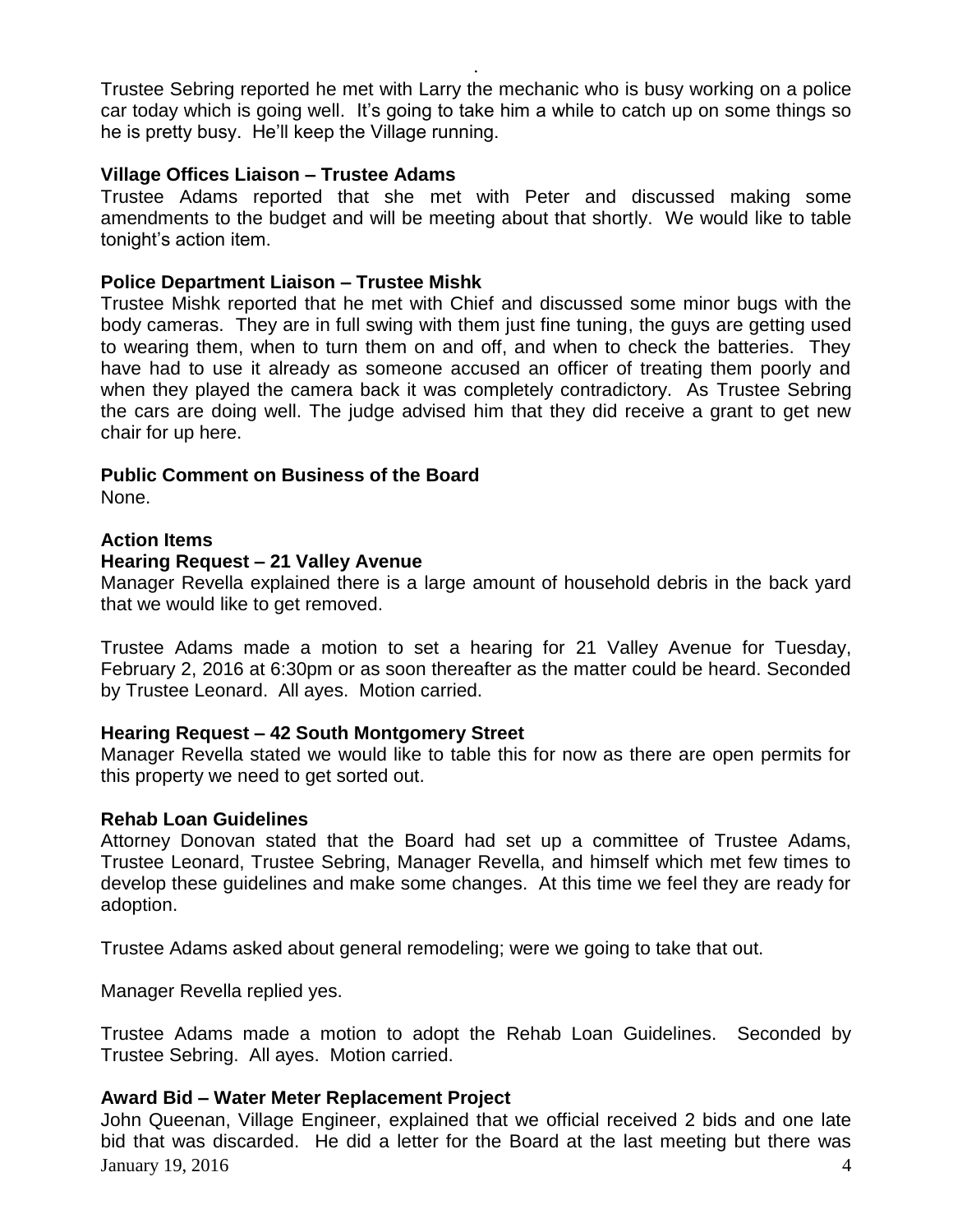Trustee Sebring reported he met with Larry the mechanic who is busy working on a police car today which is going well. It's going to take him a while to catch up on some things so he is pretty busy. He'll keep the Village running.

**Village Offices Liaison – Trustee Adams**

Trustee Adams reported that she met with Peter and discussed making some amendments to the budget and will be meeting about that shortly. We would like to table tonight's action item.

**Police Department Liaison – Trustee Mishk**

Trustee Mishk reported that he met with Chief and discussed some minor bugs with the body cameras. They are in full swing with them just fine tuning, the guys are getting used to wearing them, when to turn them on and off, and when to check the batteries. They have had to use it already as someone accused an officer of treating them poorly and when they played the camera back it was completely contradictory. As Trustee Sebring the cars are doing well. The judge advised him that they did receive a grant to get new chair for up here.

**Public Comment on Business of the Board**

None.

**Action Items**

**Hearing Request – 21 Valley Avenue**

Manager Revella explained there is a large amount of household debris in the back yard that we would like to get removed.

Trustee Adams made a motion to set a hearing for 21 Valley Avenue for Tuesday, February 2, 2016 at 6:30pm or as soon thereafter as the matter could be heard. Seconded by Trustee Leonard. All ayes. Motion carried.

**Hearing Request – 42 South Montgomery Street**

Manager Revella stated we would like to table this for now as there are open permits for this property we need to get sorted out.

**Rehab Loan Guidelines**

Attorney Donovan stated that the Board had set up a committee of Trustee Adams, Trustee Leonard, Trustee Sebring, Manager Revella, and himself which met few times to develop these guidelines and make some changes. At this time we feel they are ready for adoption.

Trustee Adams asked about general remodeling; were we going to take that out.

Manager Revella replied yes.

Trustee Adams made a motion to adopt the Rehab Loan Guidelines. Seconded by Trustee Sebring. All ayes. Motion carried.

**Award Bid – Water Meter Replacement Project**

John Queenan, Village Engineer, explained that we official received 2 bids and one late bid that was discarded. He did a letter for the Board at the last meeting but there was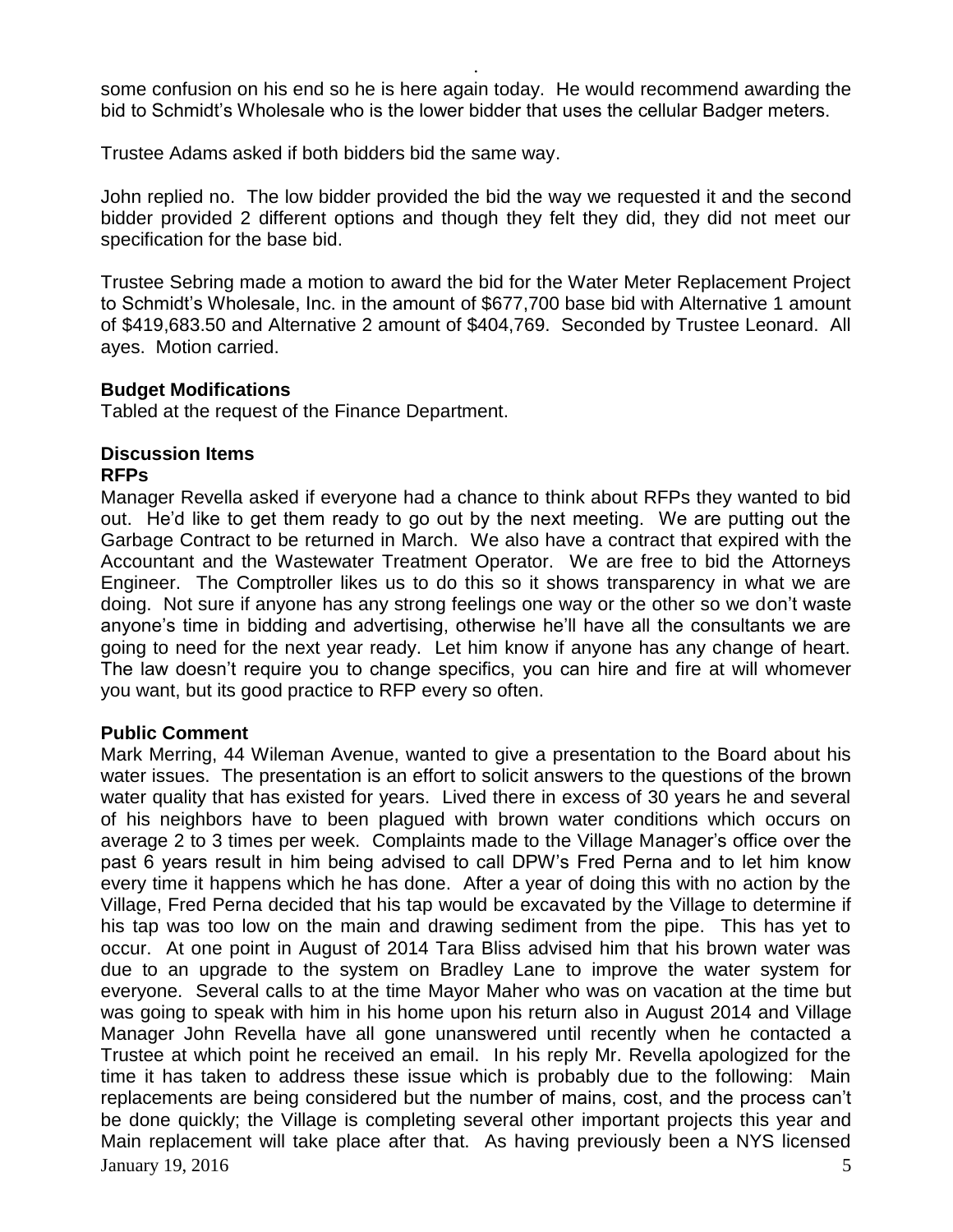some confusion on his end so he is here again today. He would recommend awarding the bid to Schmidt's Wholesale who is the lower bidder that uses the cellular Badger meters.

Trustee Adams asked if both bidders bid the same way.

John replied no. The low bidder provided the bid the way we requested it and the second bidder provided 2 different options and though they felt they did, they did not meet our specification for the base bid.

Trustee Sebring made a motion to award the bid for the Water Meter Replacement Project to Schmidt's Wholesale, Inc. in the amount of $677,700 base bid with Alternative 1 amount of $419,683.50 and Alternative 2 amount of $404,769. Seconded by Trustee Leonard. All ayes. Motion carried.

**Budget Modifications**

Tabled at the request of the Finance Department.

**Discussion Items**

**RFPs**

Manager Revella asked if everyone had a chance to think about RFPs they wanted to bid out. He'd like to get them ready to go out by the next meeting. We are putting out the Garbage Contract to be returned in March. We also have a contract that expired with the Accountant and the Wastewater Treatment Operator. We are free to bid the Attorneys Engineer. The Comptroller likes us to do this so it shows transparency in what we are doing. Not sure if anyone has any strong feelings one way or the other so we don't waste anyone's time in bidding and advertising, otherwise he'll have all the consultants we are going to need for the next year ready. Let him know if anyone has any change of heart. The law doesn't require you to change specifics, you can hire and fire at will whomever you want, but its good practice to RFP every so often.

**Public Comment**

Mark Merring, 44 Wileman Avenue, wanted to give a presentation to the Board about his water issues. The presentation is an effort to solicit answers to the questions of the brown water quality that has existed for years. Lived there in excess of 30 years he and several of his neighbors have to been plagued with brown water conditions which occurs on average 2 to 3 times per week. Complaints made to the Village Manager's office over the past 6 years result in him being advised to call DPW's Fred Perna and to let him know every time it happens which he has done. After a year of doing this with no action by the Village, Fred Perna decided that his tap would be excavated by the Village to determine if his tap was too low on the main and drawing sediment from the pipe. This has yet to occur. At one point in August of 2014 Tara Bliss advised him that his brown water was due to an upgrade to the system on Bradley Lane to improve the water system for everyone. Several calls to at the time Mayor Maher who was on vacation at the time but was going to speak with him in his home upon his return also in August 2014 and Village Manager John Revella have all gone unanswered until recently when he contacted a Trustee at which point he received an email. In his reply Mr. Revella apologized for the time it has taken to address these issue which is probably due to the following: Main replacements are being considered but the number of mains, cost, and the process can't be done quickly; the Village is completing several other important projects this year and Main replacement will take place after that. As having previously been a NYS licensed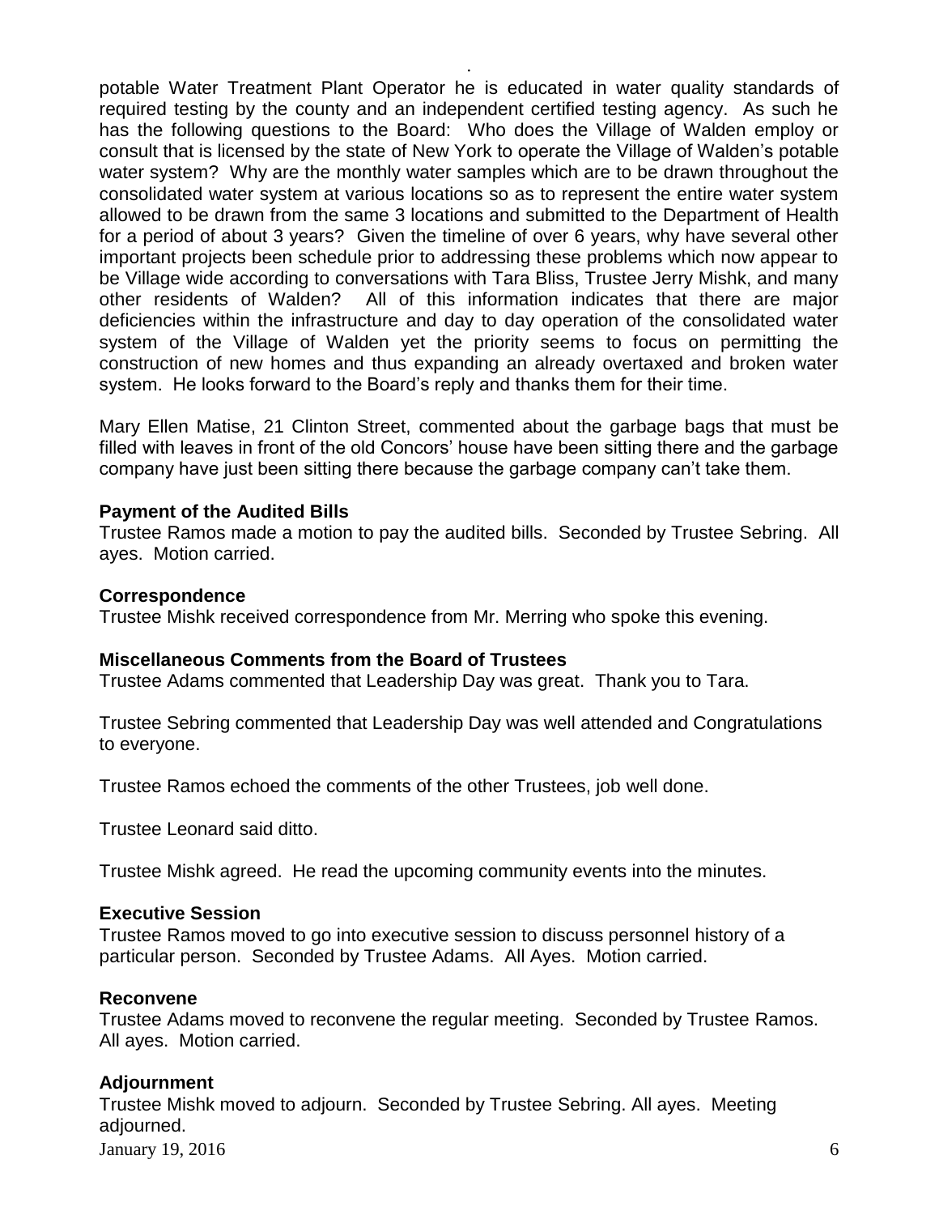potable Water Treatment Plant Operator he is educated in water quality standards of required testing by the county and an independent certified testing agency. As such he has the following questions to the Board: Who does the Village of Walden employ or consult that is licensed by the state of New York to operate the Village of Walden's potable water system? Why are the monthly water samples which are to be drawn throughout the consolidated water system at various locations so as to represent the entire water system allowed to be drawn from the same 3 locations and submitted to the Department of Health for a period of about 3 years? Given the timeline of over 6 years, why have several other important projects been schedule prior to addressing these problems which now appear to be Village wide according to conversations with Tara Bliss, Trustee Jerry Mishk, and many other residents of Walden? All of this information indicates that there are major deficiencies within the infrastructure and day to day operation of the consolidated water system of the Village of Walden yet the priority seems to focus on permitting the construction of new homes and thus expanding an already overtaxed and broken water system. He looks forward to the Board's reply and thanks them for their time.

Mary Ellen Matise, 21 Clinton Street, commented about the garbage bags that must be filled with leaves in front of the old Concors' house have been sitting there and the garbage company have just been sitting there because the garbage company can't take them.

**Payment of the Audited Bills**

Trustee Ramos made a motion to pay the audited bills. Seconded by Trustee Sebring. All ayes. Motion carried.

**Correspondence**

Trustee Mishk received correspondence from Mr. Merring who spoke this evening.

**Miscellaneous Comments from the Board of Trustees**

Trustee Adams commented that Leadership Day was great. Thank you to Tara.

Trustee Sebring commented that Leadership Day was well attended and Congratulations to everyone.

Trustee Ramos echoed the comments of the other Trustees, job well done.

Trustee Leonard said ditto.

Trustee Mishk agreed. He read the upcoming community events into the minutes.

**Executive Session**

Trustee Ramos moved to go into executive session to discuss personnel history of a particular person. Seconded by Trustee Adams. All Ayes. Motion carried.

**Reconvene**

Trustee Adams moved to reconvene the regular meeting. Seconded by Trustee Ramos. All ayes. Motion carried.

**Adjournment**

Trustee Mishk moved to adjourn. Seconded by Trustee Sebring. All ayes. Meeting adjourned.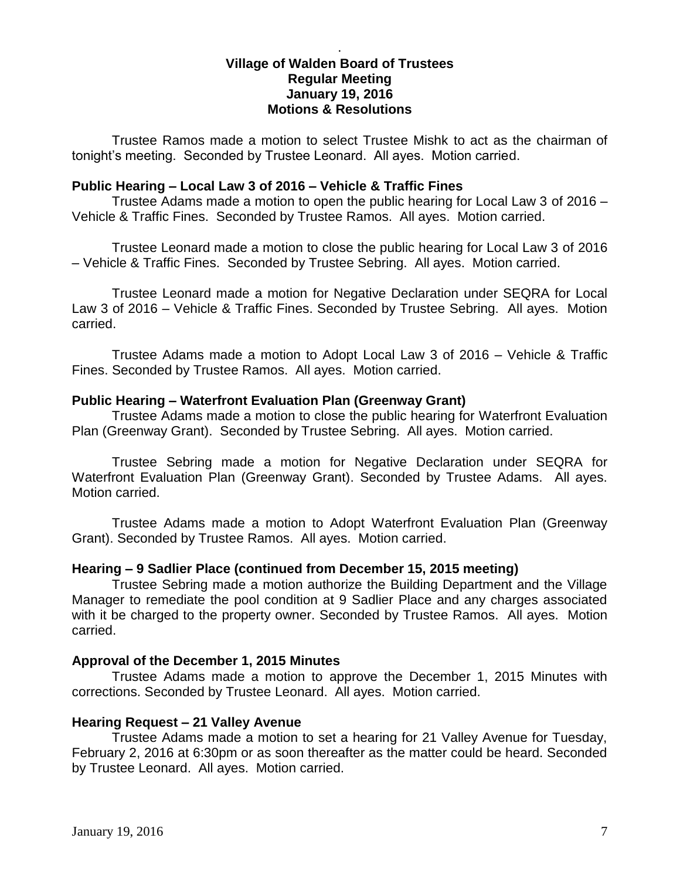**Village of Walden Board of Trustees**
**Regular Meeting**
**January 19, 2016**
**Motions & Resolutions**

Trustee Ramos made a motion to select Trustee Mishk to act as the chairman of tonight's meeting. Seconded by Trustee Leonard. All ayes. Motion carried.

**Public Hearing – Local Law 3 of 2016 – Vehicle & Traffic Fines**

Trustee Adams made a motion to open the public hearing for Local Law 3 of 2016 – Vehicle & Traffic Fines. Seconded by Trustee Ramos. All ayes. Motion carried.

Trustee Leonard made a motion to close the public hearing for Local Law 3 of 2016 – Vehicle & Traffic Fines. Seconded by Trustee Sebring. All ayes. Motion carried.

Trustee Leonard made a motion for Negative Declaration under SEQRA for Local Law 3 of 2016 – Vehicle & Traffic Fines. Seconded by Trustee Sebring. All ayes. Motion carried.

Trustee Adams made a motion to Adopt Local Law 3 of 2016 – Vehicle & Traffic Fines. Seconded by Trustee Ramos. All ayes. Motion carried.

**Public Hearing – Waterfront Evaluation Plan (Greenway Grant)**

Trustee Adams made a motion to close the public hearing for Waterfront Evaluation Plan (Greenway Grant). Seconded by Trustee Sebring. All ayes. Motion carried.

Trustee Sebring made a motion for Negative Declaration under SEQRA for Waterfront Evaluation Plan (Greenway Grant). Seconded by Trustee Adams. All ayes. Motion carried.

Trustee Adams made a motion to Adopt Waterfront Evaluation Plan (Greenway Grant). Seconded by Trustee Ramos. All ayes. Motion carried.

**Hearing – 9 Sadlier Place (continued from December 15, 2015 meeting)**

Trustee Sebring made a motion authorize the Building Department and the Village Manager to remediate the pool condition at 9 Sadlier Place and any charges associated with it be charged to the property owner. Seconded by Trustee Ramos. All ayes. Motion carried.

**Approval of the December 1, 2015 Minutes**

Trustee Adams made a motion to approve the December 1, 2015 Minutes with corrections. Seconded by Trustee Leonard. All ayes. Motion carried.

**Hearing Request – 21 Valley Avenue**

Trustee Adams made a motion to set a hearing for 21 Valley Avenue for Tuesday, February 2, 2016 at 6:30pm or as soon thereafter as the matter could be heard. Seconded by Trustee Leonard. All ayes. Motion carried.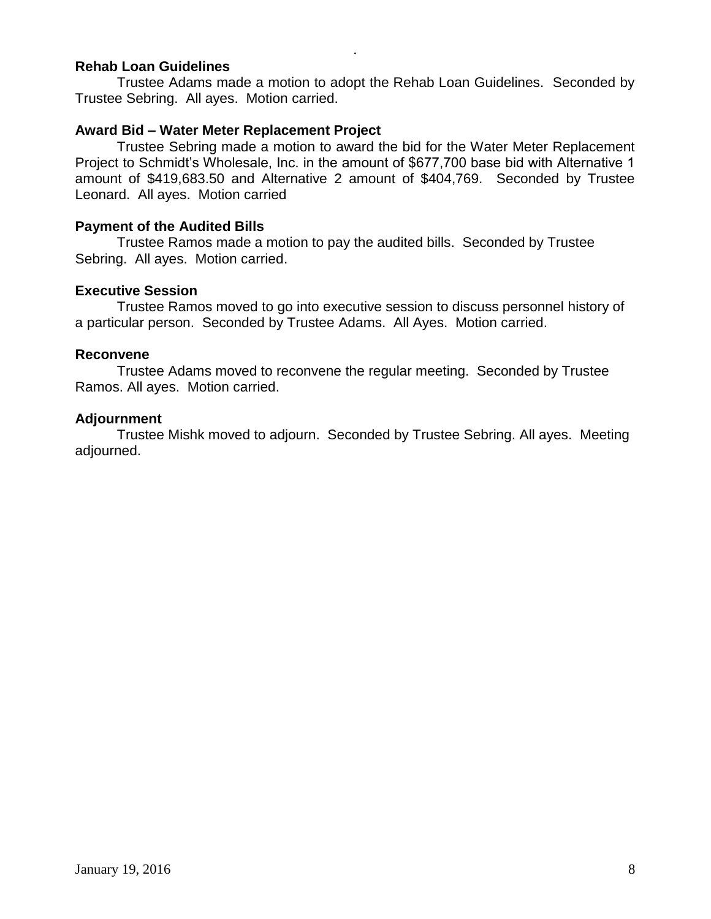**Rehab Loan Guidelines**

Trustee Adams made a motion to adopt the Rehab Loan Guidelines. Seconded by Trustee Sebring. All ayes. Motion carried.

**Award Bid – Water Meter Replacement Project**

Trustee Sebring made a motion to award the bid for the Water Meter Replacement Project to Schmidt's Wholesale, Inc. in the amount of $677,700 base bid with Alternative 1 amount of $419,683.50 and Alternative 2 amount of $404,769. Seconded by Trustee Leonard. All ayes. Motion carried

**Payment of the Audited Bills**

Trustee Ramos made a motion to pay the audited bills. Seconded by Trustee Sebring. All ayes. Motion carried.

**Executive Session**

Trustee Ramos moved to go into executive session to discuss personnel history of a particular person. Seconded by Trustee Adams. All Ayes. Motion carried.

**Reconvene**

Trustee Adams moved to reconvene the regular meeting. Seconded by Trustee Ramos. All ayes. Motion carried.

**Adjournment**

Trustee Mishk moved to adjourn. Seconded by Trustee Sebring. All ayes. Meeting adjourned.